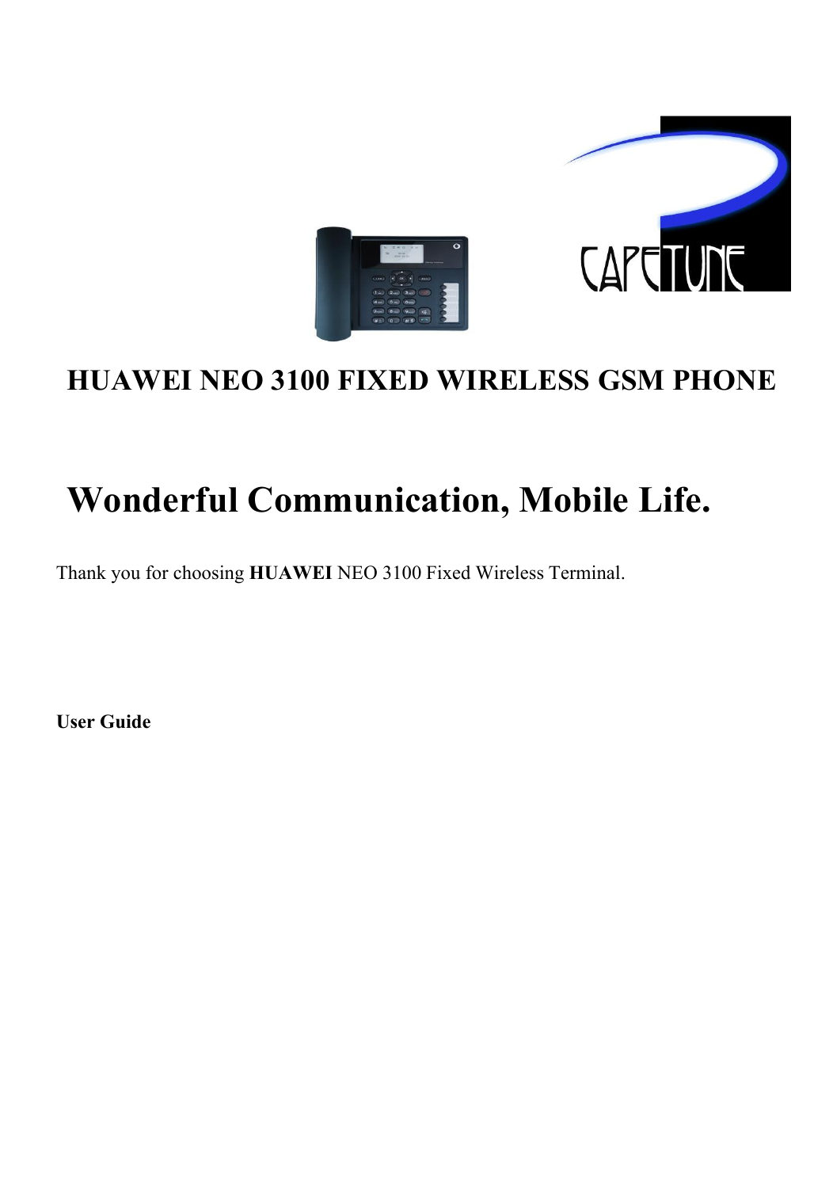# HUAWEI NEO 3100 FIXED WIRELESS GSM PHONE

## Wonderful Communication, Mobile Life.

Thank you for choosing **HUAWEI** NEO 3100 Fixed Wireless Terminal.

**User Guide**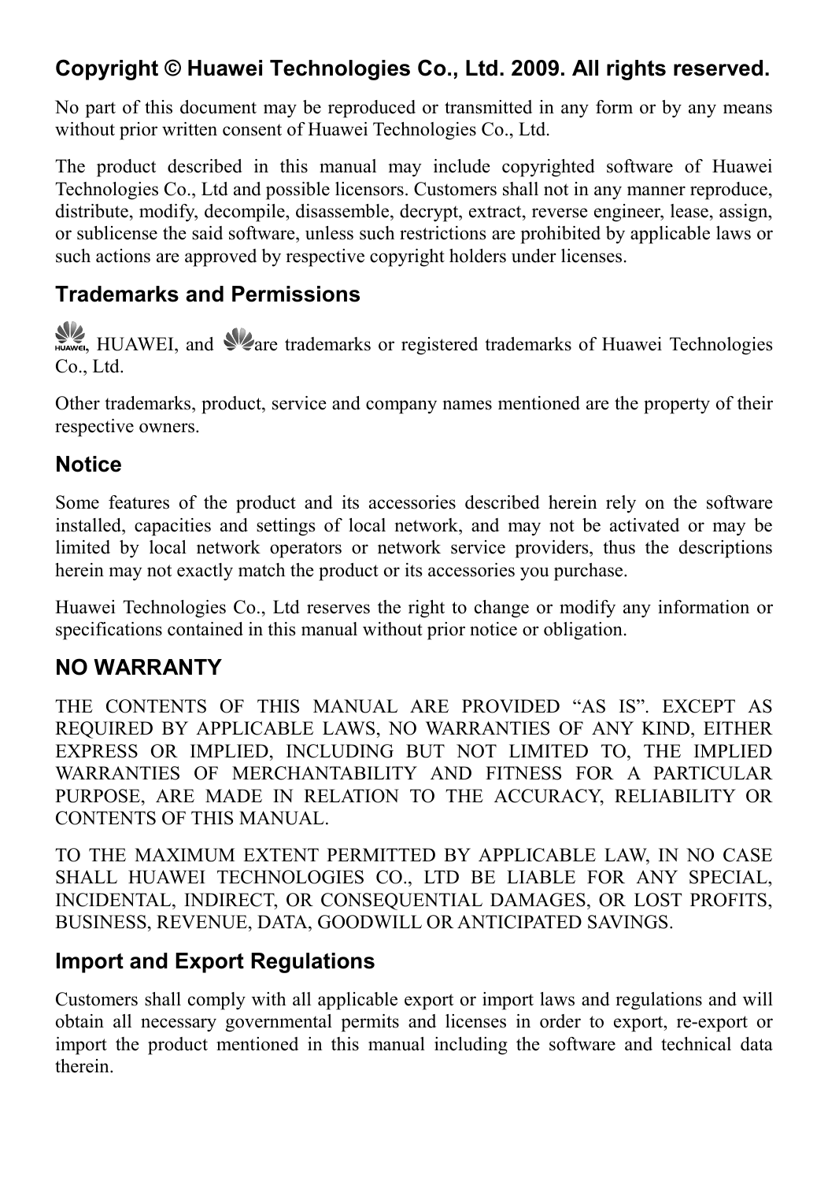## Copyright © Huawei Technologies Co., Ltd. 2009. All rights reserved.

No part of this document may be reproduced or transmitted in any form or by any means without prior written consent of Huawei Technologies Co., Ltd.

The product described in this manual may include copyrighted software of Huawei Technologies Co., Ltd and possible licensors. Customers shall not in any manner reproduce, distribute, modify, decompile, disassemble, decrypt, extract, reverse engineer, lease, assign, or sublicense the said software, unless such restrictions are prohibited by applicable laws or such actions are approved by respective copyright holders under licenses.

## Trademarks and Permissions

, HUAWEI, and  are trademarks or registered trademarks of Huawei Technologies Co., Ltd.

Other trademarks, product, service and company names mentioned are the property of their respective owners.

## Notice

Some features of the product and its accessories described herein rely on the software installed, capacities and settings of local network, and may not be activated or may be limited by local network operators or network service providers, thus the descriptions herein may not exactly match the product or its accessories you purchase.

Huawei Technologies Co., Ltd reserves the right to change or modify any information or specifications contained in this manual without prior notice or obligation.

## NO WARRANTY

THE CONTENTS OF THIS MANUAL ARE PROVIDED "AS IS". EXCEPT AS REQUIRED BY APPLICABLE LAWS, NO WARRANTIES OF ANY KIND, EITHER EXPRESS OR IMPLIED, INCLUDING BUT NOT LIMITED TO, THE IMPLIED WARRANTIES OF MERCHANTABILITY AND FITNESS FOR A PARTICULAR PURPOSE, ARE MADE IN RELATION TO THE ACCURACY, RELIABILITY OR CONTENTS OF THIS MANUAL.

TO THE MAXIMUM EXTENT PERMITTED BY APPLICABLE LAW, IN NO CASE SHALL HUAWEI TECHNOLOGIES CO., LTD BE LIABLE FOR ANY SPECIAL, INCIDENTAL, INDIRECT, OR CONSEQUENTIAL DAMAGES, OR LOST PROFITS, BUSINESS, REVENUE, DATA, GOODWILL OR ANTICIPATED SAVINGS.

## Import and Export Regulations

Customers shall comply with all applicable export or import laws and regulations and will obtain all necessary governmental permits and licenses in order to export, re-export or import the product mentioned in this manual including the software and technical data therein.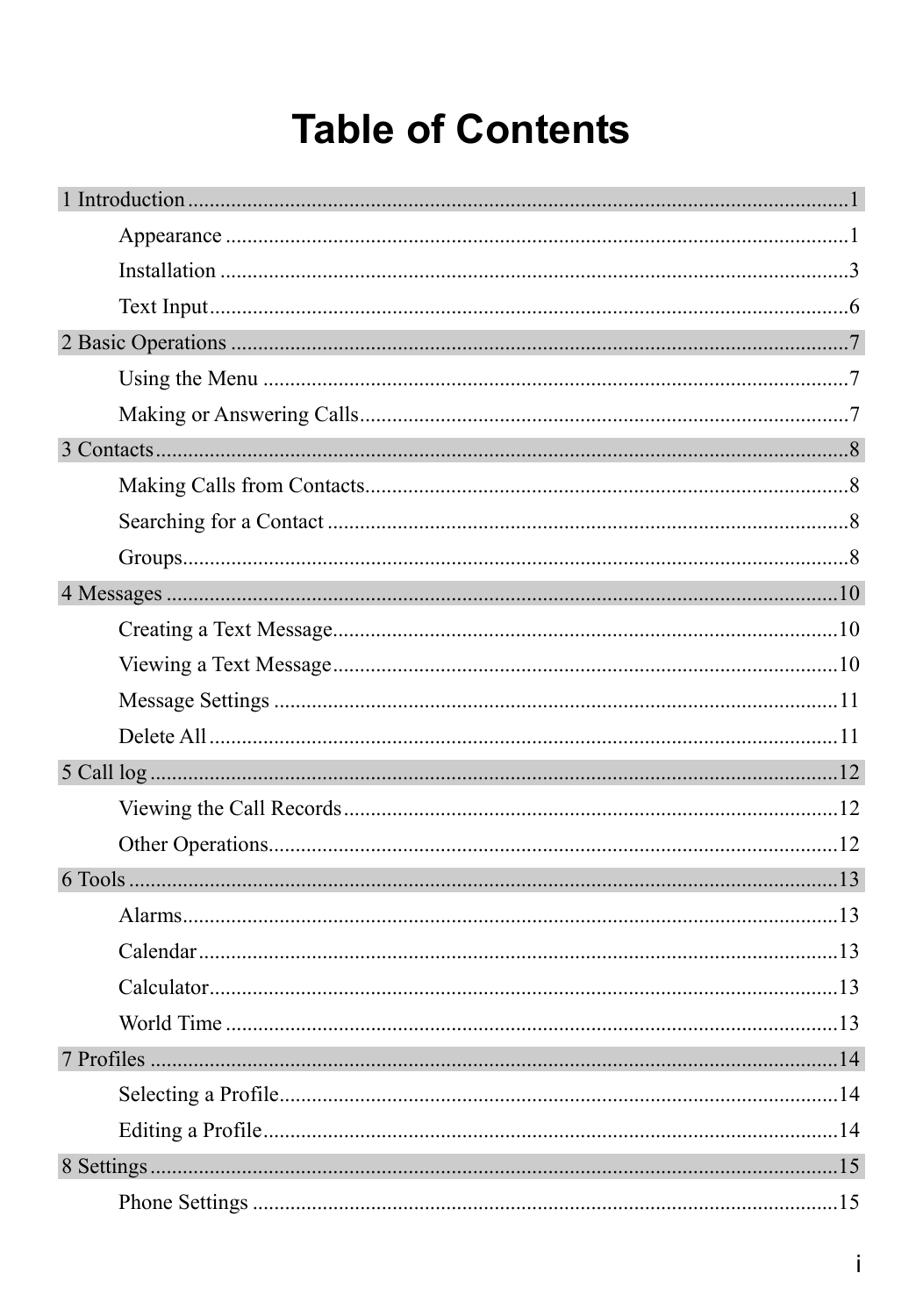# Table of Contents

1 Introduction .......................................................................................................... 1
  - Appearance ..................................................................................................... 1
  - Installation ...................................................................................................... 3
  - Text Input ........................................................................................................ 6

2 Basic Operations .................................................................................................. 7
  - Using the Menu ............................................................................................... 7
  - Making or Answering Calls ............................................................................. 7

3 Contacts ................................................................................................................ 8
  - Making Calls from Contacts ............................................................................ 8
  - Searching for a Contact ................................................................................... 8
  - Groups ............................................................................................................. 8

4 Messages ............................................................................................................ 10
  - Creating a Text Message ............................................................................... 10
  - Viewing a Text Message ............................................................................... 10
  - Message Settings ........................................................................................... 11
  - Delete All ...................................................................................................... 11

5 Call log ............................................................................................................... 12
  - Viewing the Call Records ............................................................................. 12
  - Other Operations ........................................................................................... 12

6 Tools ................................................................................................................... 13
  - Alarms ........................................................................................................... 13
  - Calendar ........................................................................................................ 13
  - Calculator ...................................................................................................... 13
  - World Time ................................................................................................... 13

7 Profiles ............................................................................................................... 14
  - Selecting a Profile ......................................................................................... 14
  - Editing a Profile ............................................................................................ 14

8 Settings ............................................................................................................... 15
  - Phone Settings .............................................................................................. 15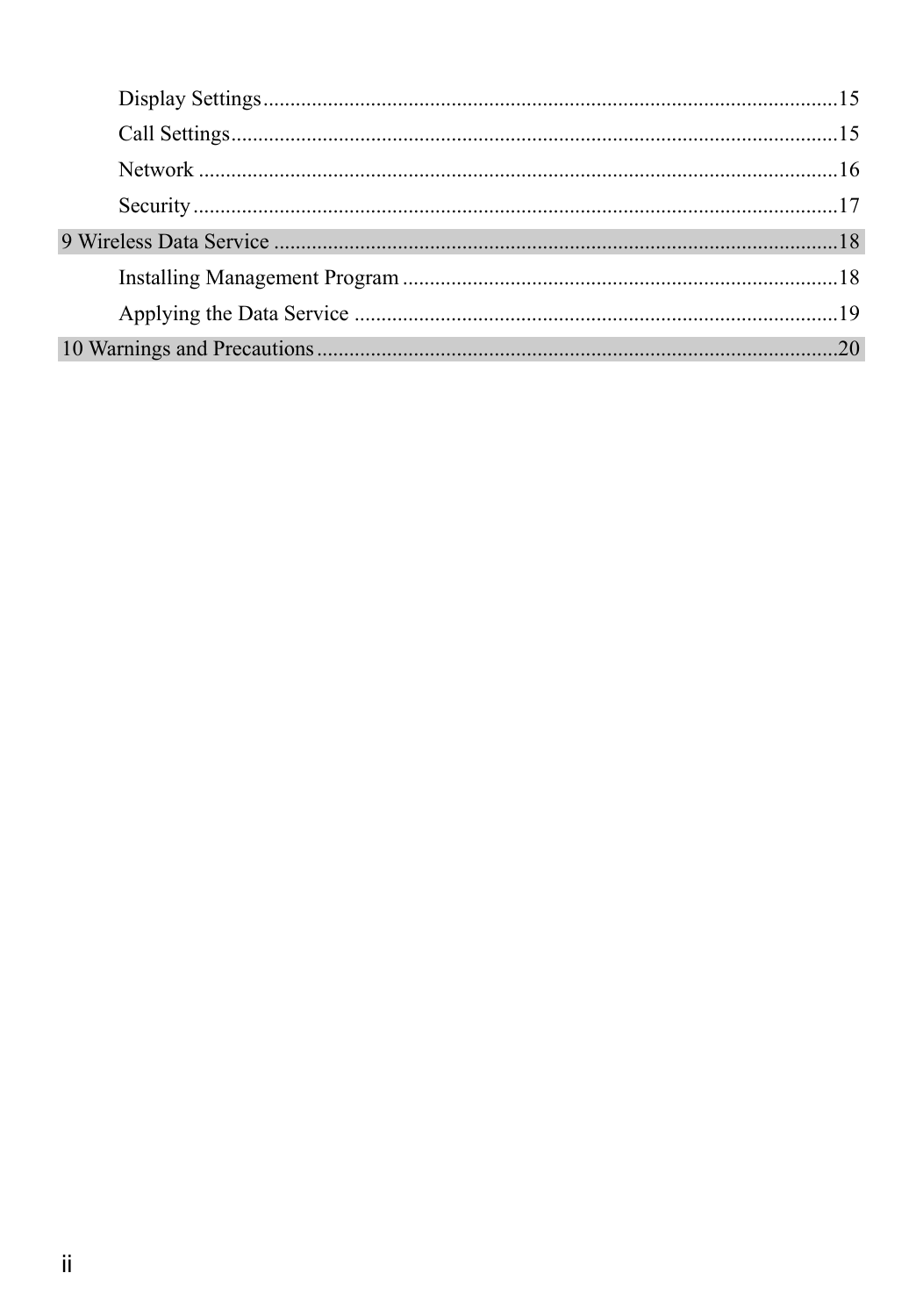Display Settings .......................................................................................................15

Call Settings .............................................................................................................15

Network ....................................................................................................................16

Security .....................................................................................................................17

9 Wireless Data Service .........................................................................................18

Installing Management Program ..............................................................................18

Applying the Data Service .......................................................................................19

10 Warnings and Precautions .................................................................................20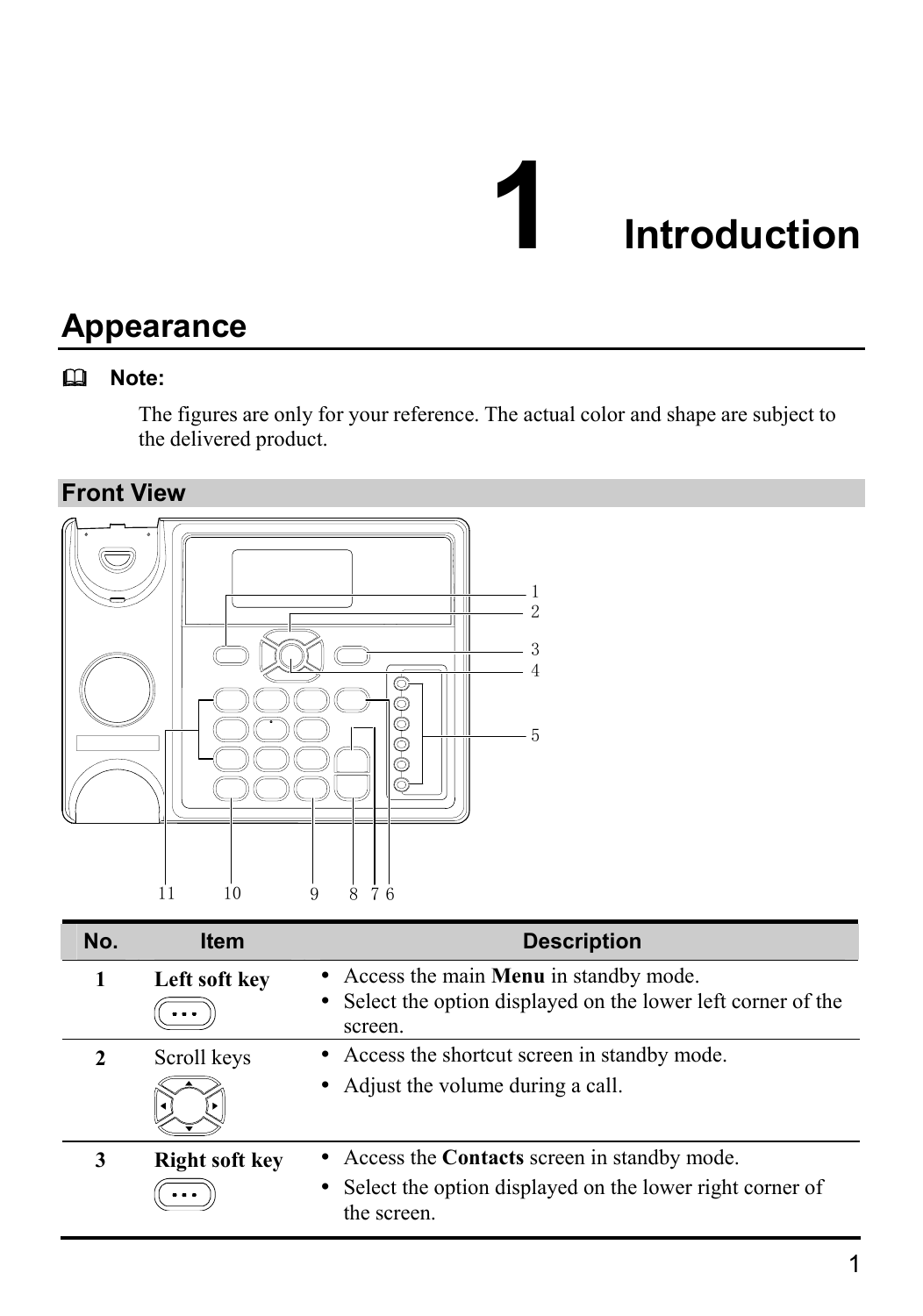# 1 Introduction

## Appearance

Note:

The figures are only for your reference. The actual color and shape are subject to the delivered product.

### Front View

| No. | Item | Description |
|---|---|---|
| 1 | **Left soft key** | • Access the main **Menu** in standby mode.<br>• Select the option displayed on the lower left corner of the screen. |
| 2 | Scroll keys | • Access the shortcut screen in standby mode.<br>• Adjust the volume during a call. |
| 3 | **Right soft key** | • Access the **Contacts** screen in standby mode.<br>• Select the option displayed on the lower right corner of the screen. |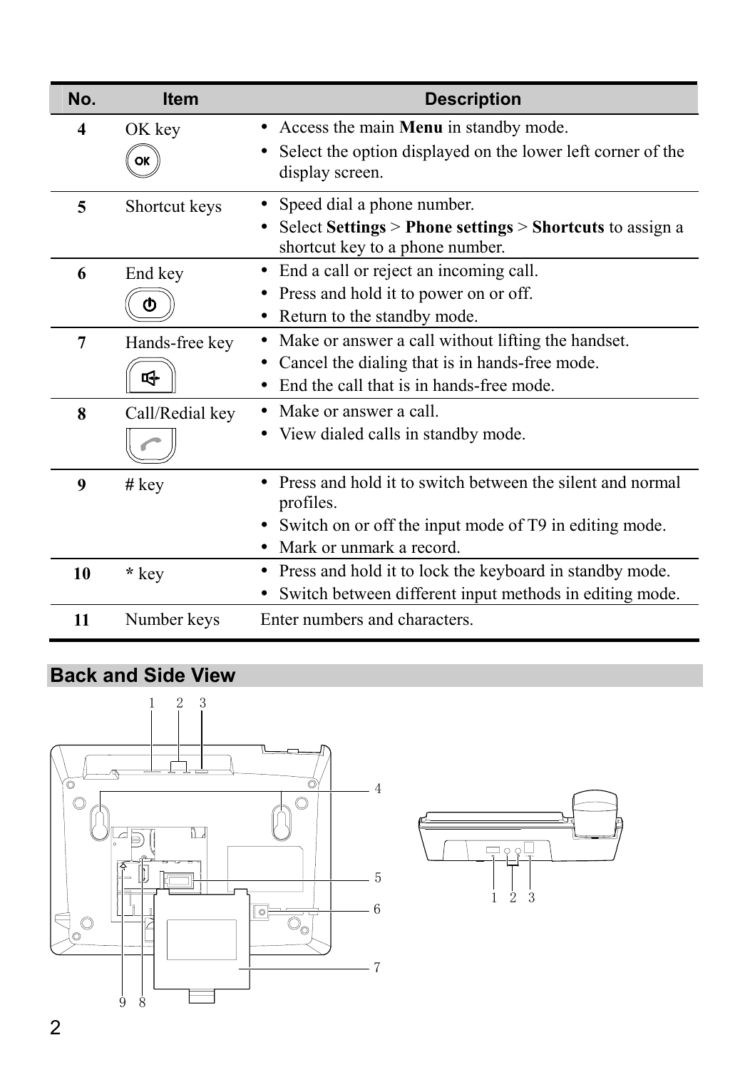| No. | Item | Description |
|---|---|---|
| **4** | OK key | • Access the main **Menu** in standby mode.<br>• Select the option displayed on the lower left corner of the display screen. |
| **5** | Shortcut keys | • Speed dial a phone number.<br>• Select **Settings** > **Phone settings** > **Shortcuts** to assign a shortcut key to a phone number. |
| **6** | End key | • End a call or reject an incoming call.<br>• Press and hold it to power on or off.<br>• Return to the standby mode. |
| **7** | Hands-free key | • Make or answer a call without lifting the handset.<br>• Cancel the dialing that is in hands-free mode.<br>• End the call that is in hands-free mode. |
| **8** | Call/Redial key | • Make or answer a call.<br>• View dialed calls in standby mode. |
| **9** | # key | • Press and hold it to switch between the silent and normal profiles.<br>• Switch on or off the input mode of T9 in editing mode.<br>• Mark or unmark a record. |
| **10** | * key | • Press and hold it to lock the keyboard in standby mode.<br>• Switch between different input methods in editing mode. |
| **11** | Number keys | Enter numbers and characters. |

## Back and Side View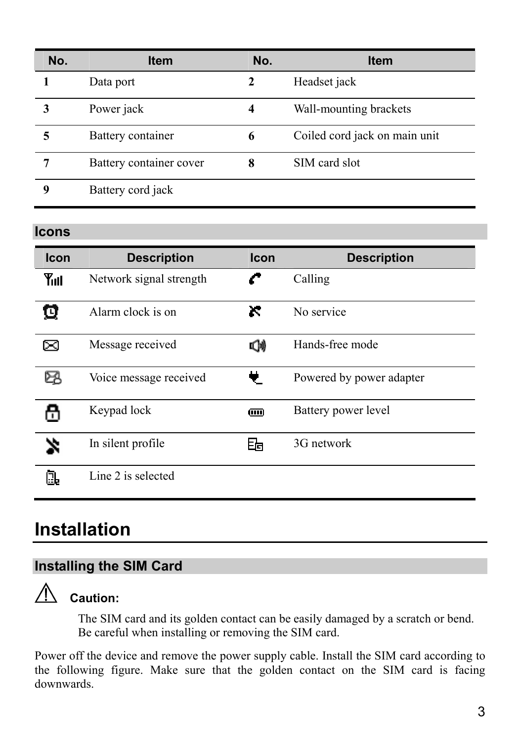| No. | Item | No. | Item |
|---|---|---|---|
| **1** | Data port | **2** | Headset jack |
| **3** | Power jack | **4** | Wall-mounting brackets |
| **5** | Battery container | **6** | Coiled cord jack on main unit |
| **7** | Battery container cover | **8** | SIM card slot |
| **9** | Battery cord jack | | |

## Icons

| Icon | Description | Icon | Description |
|---|---|---|---|
| | Network signal strength | | Calling |
| | Alarm clock is on | | No service |
| | Message received | | Hands-free mode |
| | Voice message received | | Powered by power adapter |
| | Keypad lock | | Battery power level |
| | In silent profile | | 3G network |
| | Line 2 is selected | | |

# Installation

## Installing the SIM Card

**Caution:**

The SIM card and its golden contact can be easily damaged by a scratch or bend. Be careful when installing or removing the SIM card.

Power off the device and remove the power supply cable. Install the SIM card according to the following figure. Make sure that the golden contact on the SIM card is facing downwards.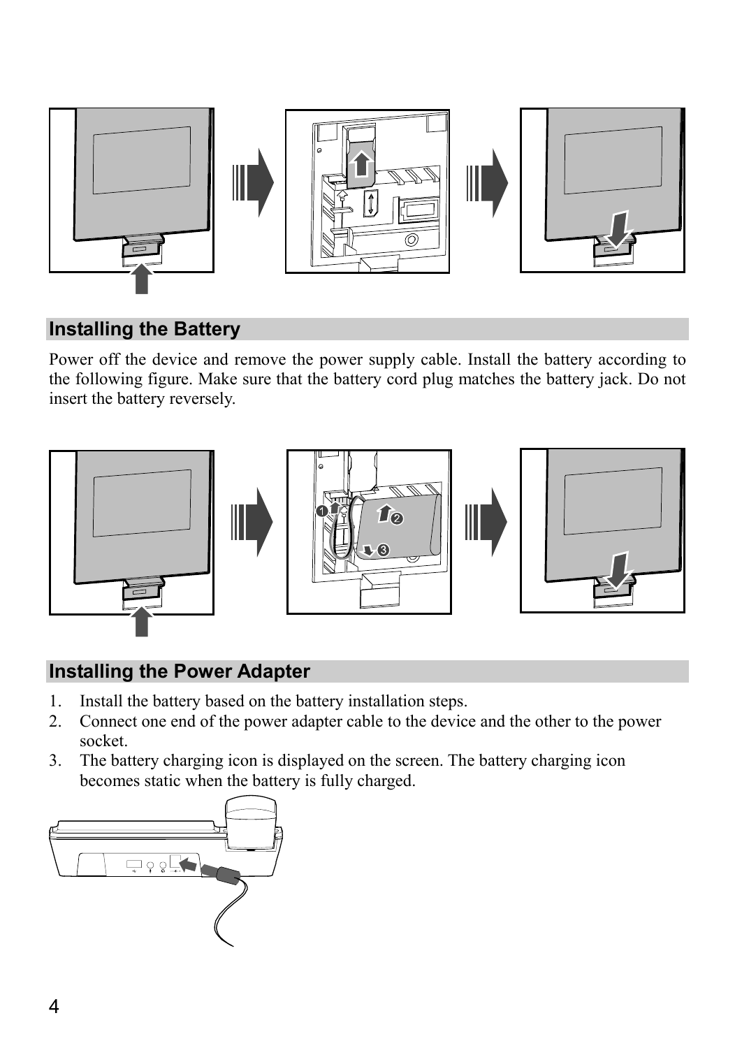## Installing the Battery

Power off the device and remove the power supply cable. Install the battery according to the following figure. Make sure that the battery cord plug matches the battery jack. Do not insert the battery reversely.

## Installing the Power Adapter

1. Install the battery based on the battery installation steps.
2. Connect one end of the power adapter cable to the device and the other to the power socket.
3. The battery charging icon is displayed on the screen. The battery charging icon becomes static when the battery is fully charged.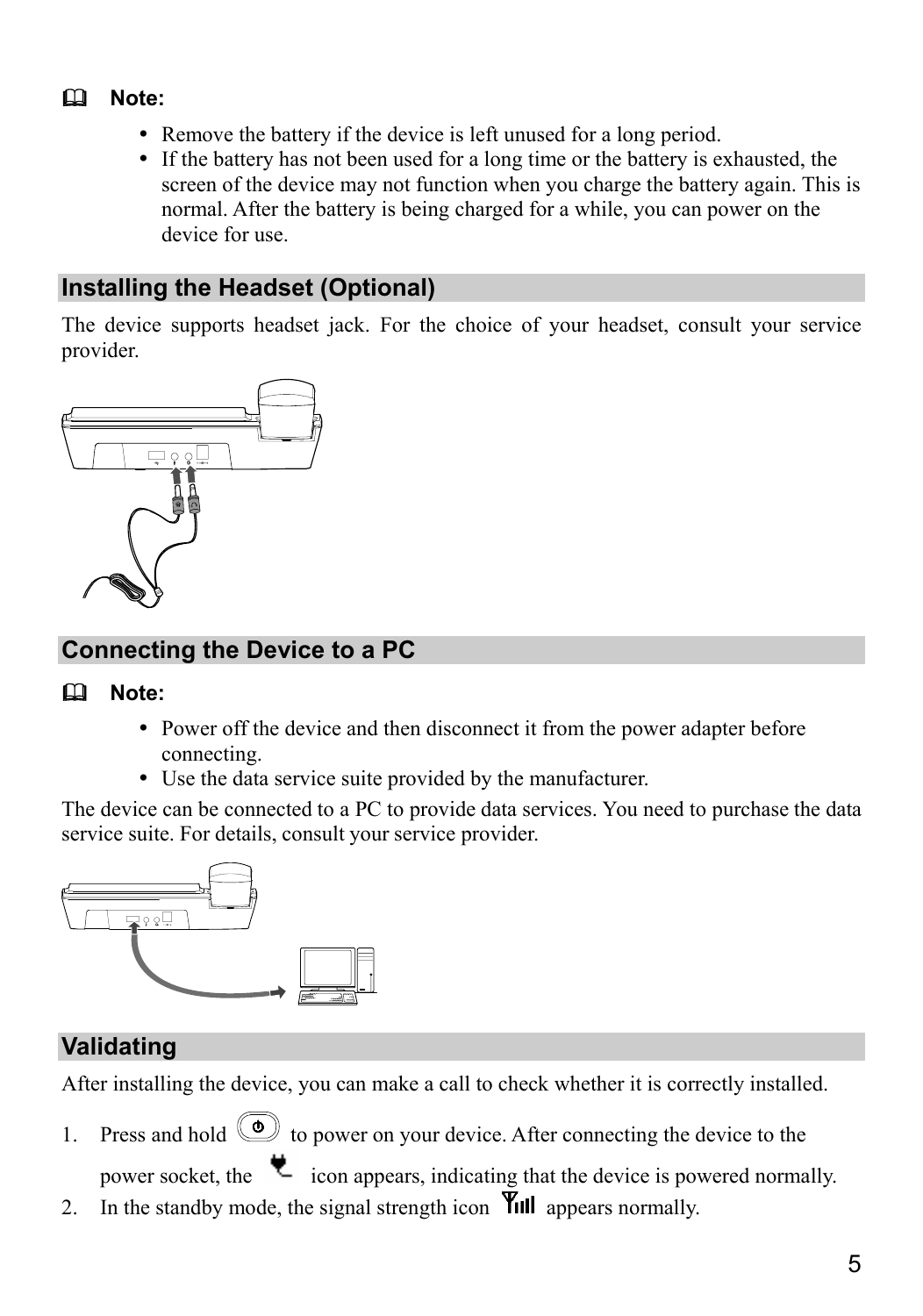**Note:**

- Remove the battery if the device is left unused for a long period.
- If the battery has not been used for a long time or the battery is exhausted, the screen of the device may not function when you charge the battery again. This is normal. After the battery is being charged for a while, you can power on the device for use.

## Installing the Headset (Optional)

The device supports headset jack. For the choice of your headset, consult your service provider.

## Connecting the Device to a PC

**Note:**

- Power off the device and then disconnect it from the power adapter before connecting.
- Use the data service suite provided by the manufacturer.

The device can be connected to a PC to provide data services. You need to purchase the data service suite. For details, consult your service provider.

## Validating

After installing the device, you can make a call to check whether it is correctly installed.

1. Press and hold  to power on your device. After connecting the device to the power socket, the  icon appears, indicating that the device is powered normally.
2. In the standby mode, the signal strength icon  appears normally.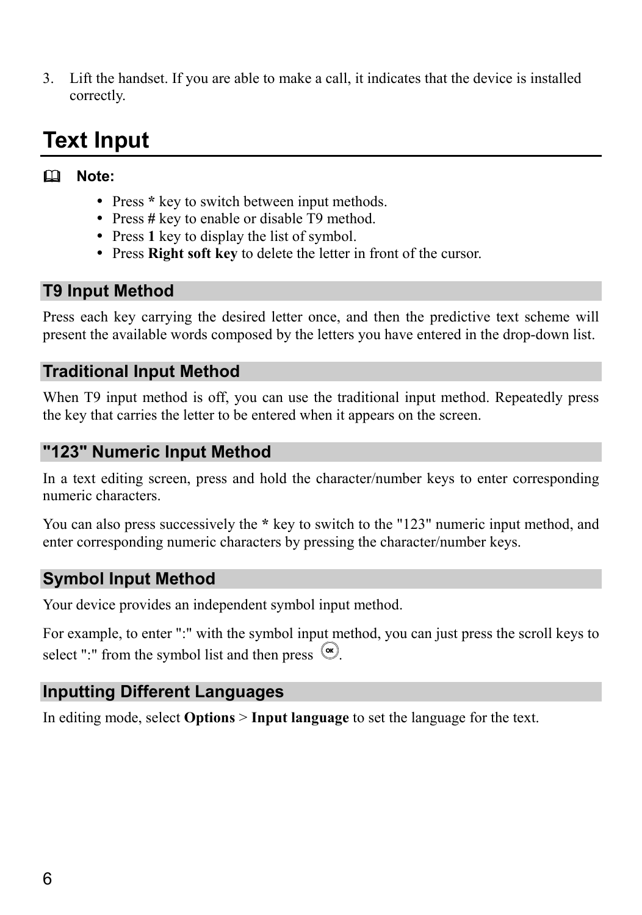3. Lift the handset. If you are able to make a call, it indicates that the device is installed correctly.

# Text Input

**Note:**

- Press **\*** key to switch between input methods.
- Press **#** key to enable or disable T9 method.
- Press **1** key to display the list of symbol.
- Press **Right soft key** to delete the letter in front of the cursor.

## T9 Input Method

Press each key carrying the desired letter once, and then the predictive text scheme will present the available words composed by the letters you have entered in the drop-down list.

## Traditional Input Method

When T9 input method is off, you can use the traditional input method. Repeatedly press the key that carries the letter to be entered when it appears on the screen.

## "123" Numeric Input Method

In a text editing screen, press and hold the character/number keys to enter corresponding numeric characters.

You can also press successively the **\*** key to switch to the "123" numeric input method, and enter corresponding numeric characters by pressing the character/number keys.

## Symbol Input Method

Your device provides an independent symbol input method.

For example, to enter ":" with the symbol input method, you can just press the scroll keys to select ":" from the symbol list and then press OK.

## Inputting Different Languages

In editing mode, select **Options** > **Input language** to set the language for the text.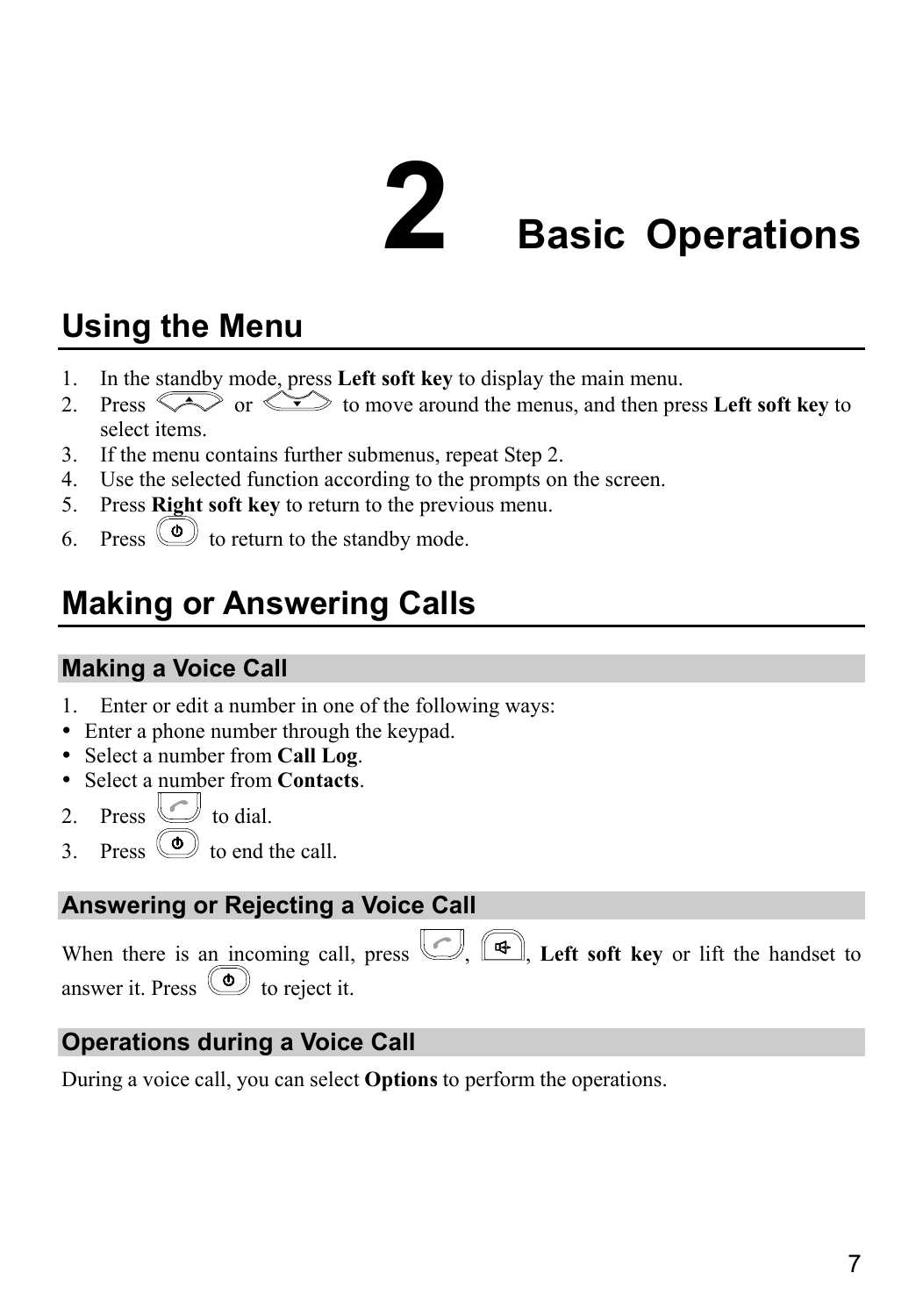# 2 Basic Operations

## Using the Menu

1. In the standby mode, press **Left soft key** to display the main menu.
2. Press [up key] or [down key] to move around the menus, and then press **Left soft key** to select items.
3. If the menu contains further submenus, repeat Step 2.
4. Use the selected function according to the prompts on the screen.
5. Press **Right soft key** to return to the previous menu.
6. Press [end key] to return to the standby mode.

## Making or Answering Calls

### Making a Voice Call

1. Enter or edit a number in one of the following ways:

- Enter a phone number through the keypad.
- Select a number from **Call Log**.
- Select a number from **Contacts**.

2. Press [call key] to dial.
3. Press [end key] to end the call.

### Answering or Rejecting a Voice Call

When there is an incoming call, press [call key], [speaker key], **Left soft key** or lift the handset to answer it. Press [end key] to reject it.

### Operations during a Voice Call

During a voice call, you can select **Options** to perform the operations.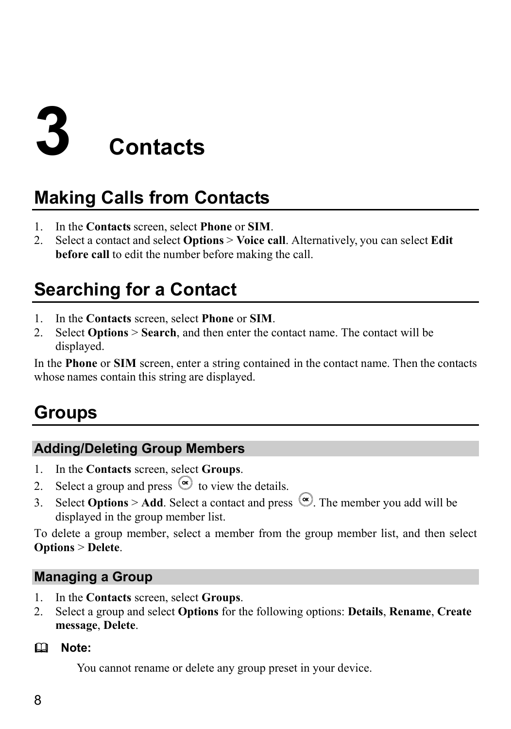# 3 Contacts

## Making Calls from Contacts

1. In the **Contacts** screen, select **Phone** or **SIM**.
2. Select a contact and select **Options** > **Voice call**. Alternatively, you can select **Edit before call** to edit the number before making the call.

## Searching for a Contact

1. In the **Contacts** screen, select **Phone** or **SIM**.
2. Select **Options** > **Search**, and then enter the contact name. The contact will be displayed.

In the **Phone** or **SIM** screen, enter a string contained in the contact name. Then the contacts whose names contain this string are displayed.

## Groups

### Adding/Deleting Group Members

1. In the **Contacts** screen, select **Groups**.
2. Select a group and press OK to view the details.
3. Select **Options** > **Add**. Select a contact and press OK. The member you add will be displayed in the group member list.

To delete a group member, select a member from the group member list, and then select **Options** > **Delete**.

### Managing a Group

1. In the **Contacts** screen, select **Groups**.
2. Select a group and select **Options** for the following options: **Details**, **Rename**, **Create message**, **Delete**.

**Note:**

You cannot rename or delete any group preset in your device.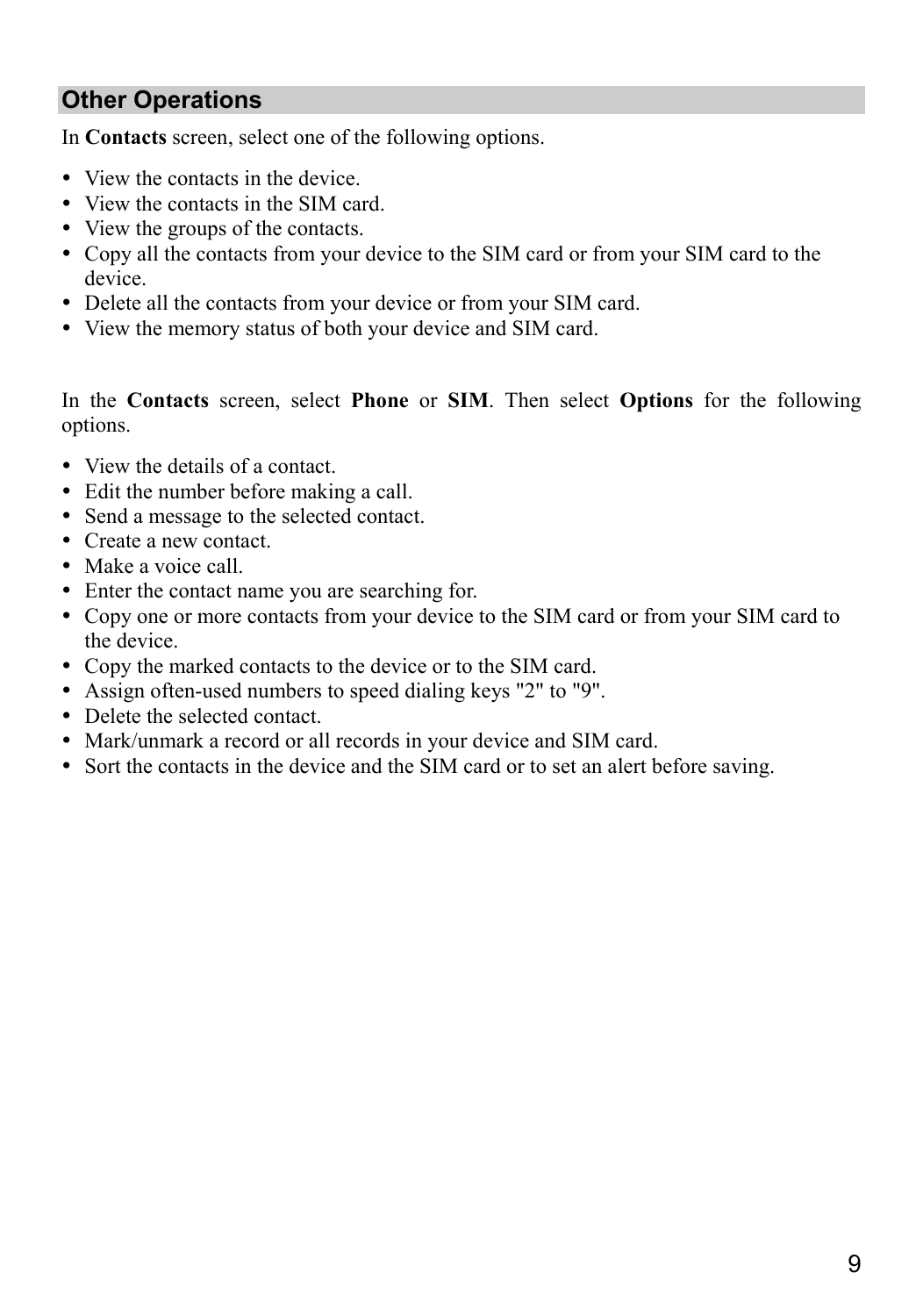## Other Operations

In **Contacts** screen, select one of the following options.

- View the contacts in the device.
- View the contacts in the SIM card.
- View the groups of the contacts.
- Copy all the contacts from your device to the SIM card or from your SIM card to the device.
- Delete all the contacts from your device or from your SIM card.
- View the memory status of both your device and SIM card.

In the **Contacts** screen, select **Phone** or **SIM**. Then select **Options** for the following options.

- View the details of a contact.
- Edit the number before making a call.
- Send a message to the selected contact.
- Create a new contact.
- Make a voice call.
- Enter the contact name you are searching for.
- Copy one or more contacts from your device to the SIM card or from your SIM card to the device.
- Copy the marked contacts to the device or to the SIM card.
- Assign often-used numbers to speed dialing keys "2" to "9".
- Delete the selected contact.
- Mark/unmark a record or all records in your device and SIM card.
- Sort the contacts in the device and the SIM card or to set an alert before saving.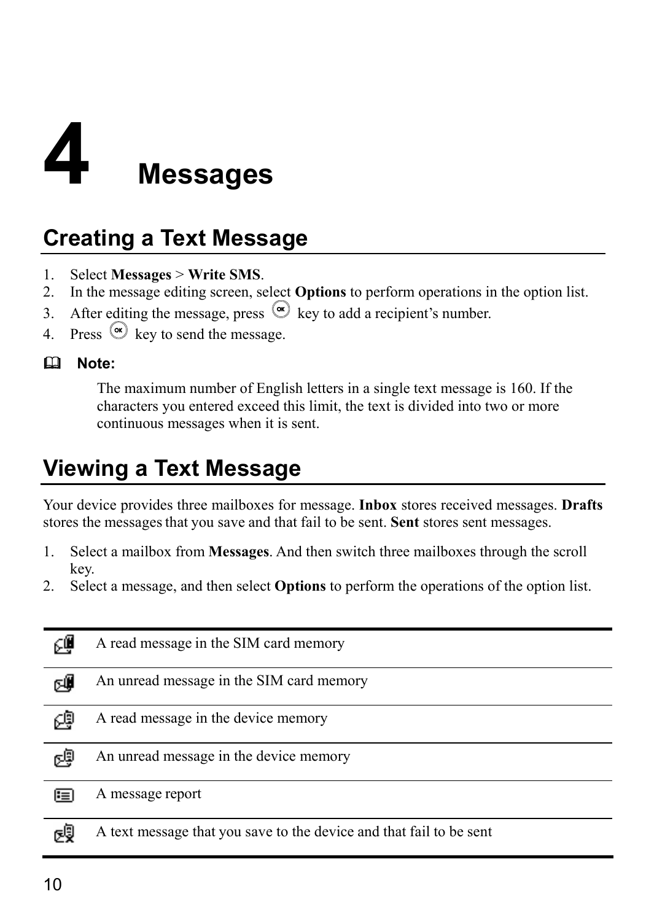# 4 Messages

## Creating a Text Message

1. Select **Messages** > **Write SMS**.
2. In the message editing screen, select **Options** to perform operations in the option list.
3. After editing the message, press OK key to add a recipient's number.
4. Press OK key to send the message.

**Note:**

The maximum number of English letters in a single text message is 160. If the characters you entered exceed this limit, the text is divided into two or more continuous messages when it is sent.

## Viewing a Text Message

Your device provides three mailboxes for message. **Inbox** stores received messages. **Drafts** stores the messages that you save and that fail to be sent. **Sent** stores sent messages.

1. Select a mailbox from **Messages**. And then switch three mailboxes through the scroll key.
2. Select a message, and then select **Options** to perform the operations of the option list.

| Icon | Description |
|---|---|
| | A read message in the SIM card memory |
| | An unread message in the SIM card memory |
| | A read message in the device memory |
| | An unread message in the device memory |
| | A message report |
| | A text message that you save to the device and that fail to be sent |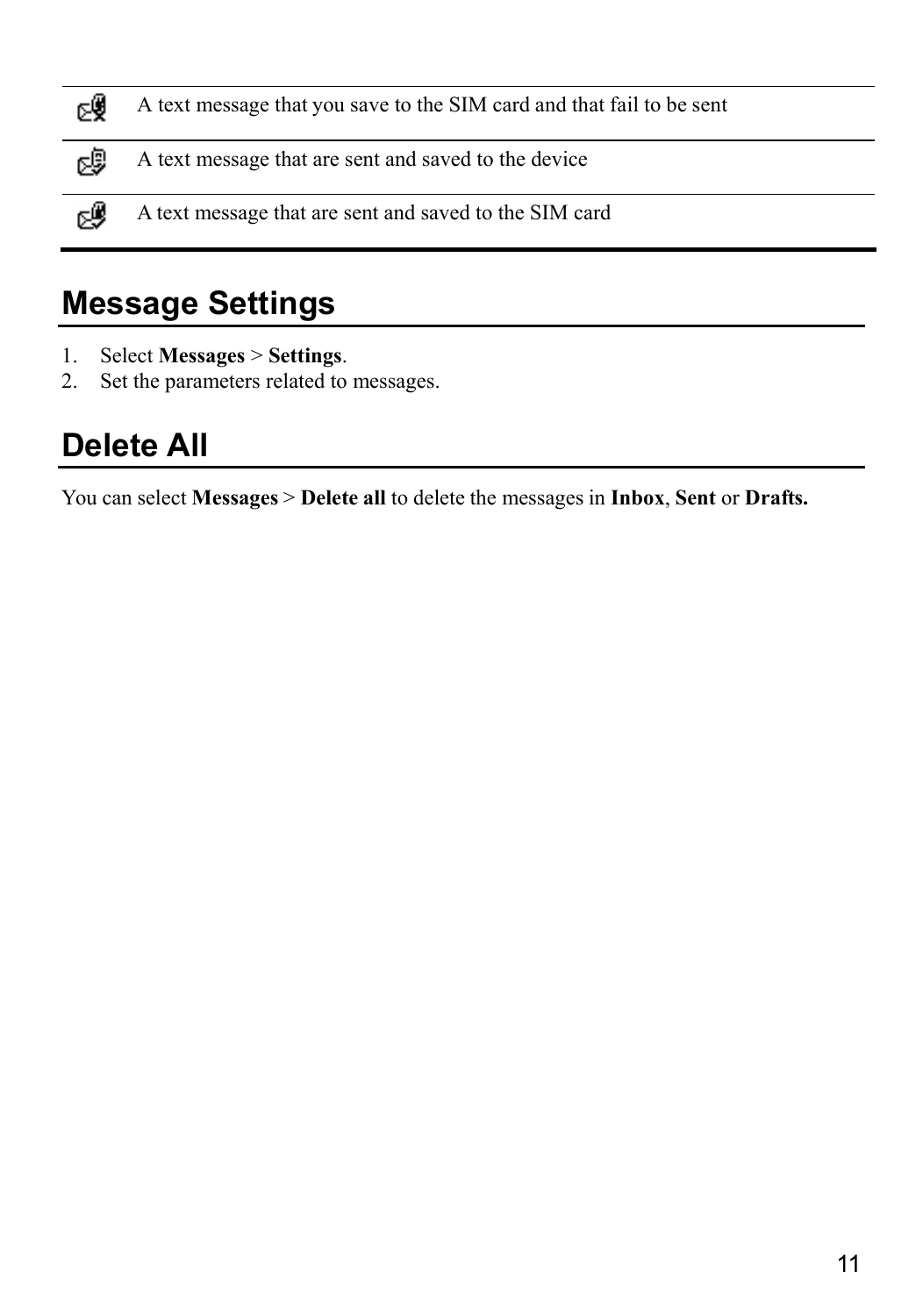| | |
|---|---|
| | A text message that you save to the SIM card and that fail to be sent |
| | A text message that are sent and saved to the device |
| | A text message that are sent and saved to the SIM card |

## Message Settings

1. Select **Messages** > **Settings**.
2. Set the parameters related to messages.

## Delete All

You can select **Messages** > **Delete all** to delete the messages in **Inbox**, **Sent** or **Drafts.**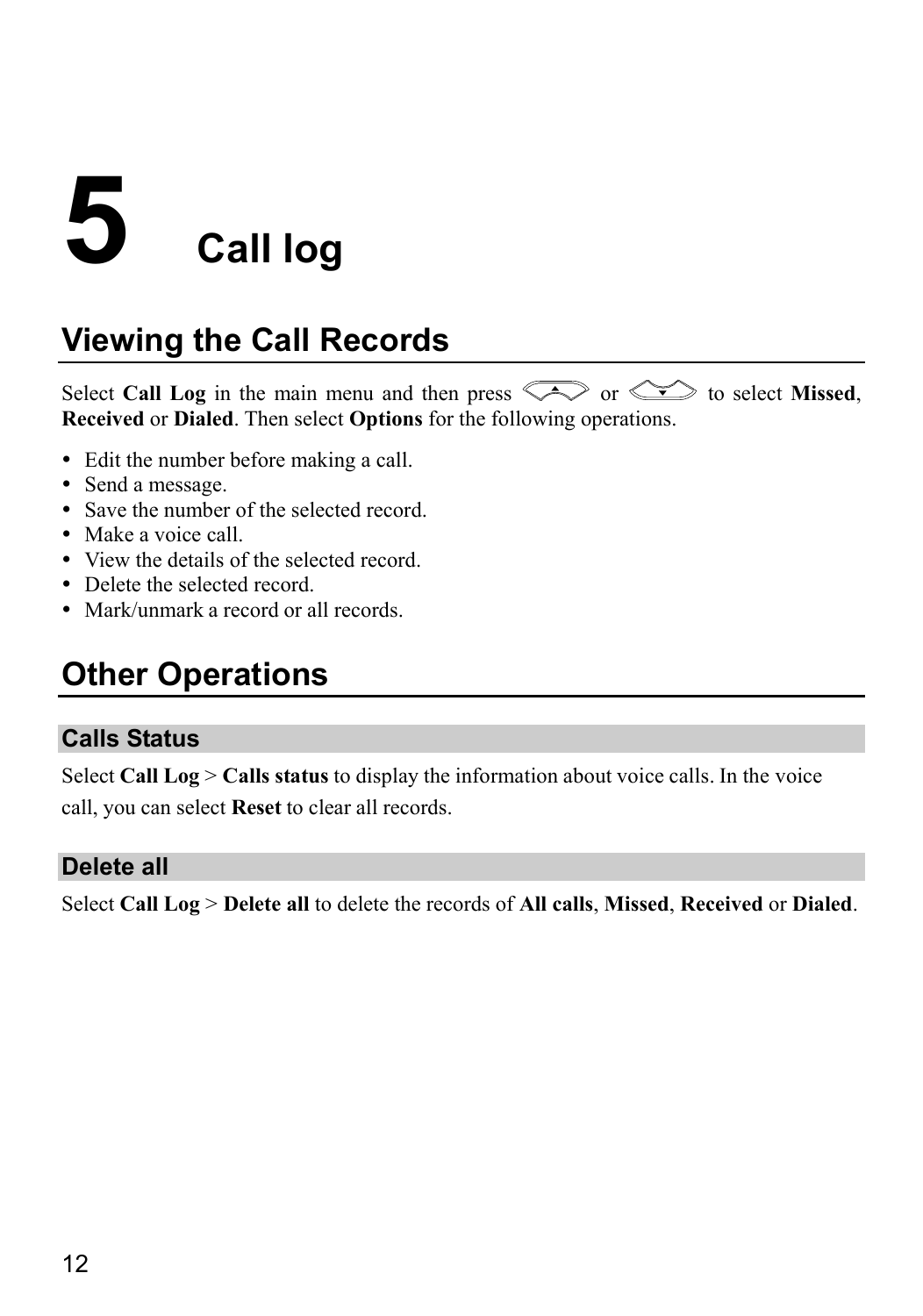# 5 Call log

## Viewing the Call Records

Select **Call Log** in the main menu and then press ▲ or ▼ to select **Missed**, **Received** or **Dialed**. Then select **Options** for the following operations.

- Edit the number before making a call.
- Send a message.
- Save the number of the selected record.
- Make a voice call.
- View the details of the selected record.
- Delete the selected record.
- Mark/unmark a record or all records.

## Other Operations

### Calls Status

Select **Call Log** > **Calls status** to display the information about voice calls. In the voice call, you can select **Reset** to clear all records.

### Delete all

Select **Call Log** > **Delete all** to delete the records of **All calls**, **Missed**, **Received** or **Dialed**.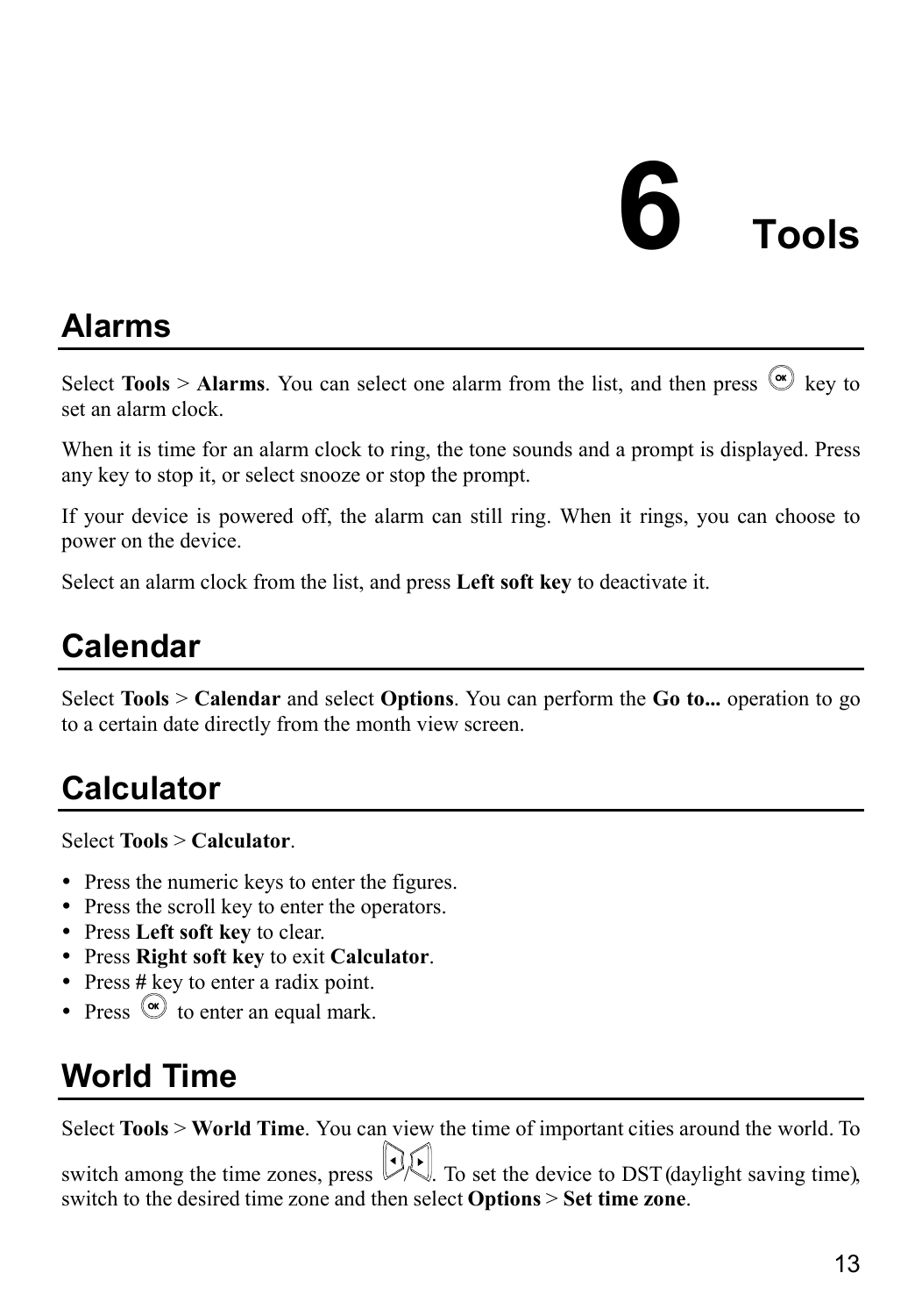# 6 Tools

## Alarms

Select **Tools** > **Alarms**. You can select one alarm from the list, and then press OK key to set an alarm clock.

When it is time for an alarm clock to ring, the tone sounds and a prompt is displayed. Press any key to stop it, or select snooze or stop the prompt.

If your device is powered off, the alarm can still ring. When it rings, you can choose to power on the device.

Select an alarm clock from the list, and press **Left soft key** to deactivate it.

## Calendar

Select **Tools** > **Calendar** and select **Options**. You can perform the **Go to...** operation to go to a certain date directly from the month view screen.

## Calculator

Select **Tools** > **Calculator**.

- Press the numeric keys to enter the figures.
- Press the scroll key to enter the operators.
- Press **Left soft key** to clear.
- Press **Right soft key** to exit **Calculator**.
- Press # key to enter a radix point.
- Press OK to enter an equal mark.

## World Time

Select **Tools** > **World Time**. You can view the time of important cities around the world. To switch among the time zones, press Left/Right. To set the device to DST (daylight saving time), switch to the desired time zone and then select **Options** > **Set time zone**.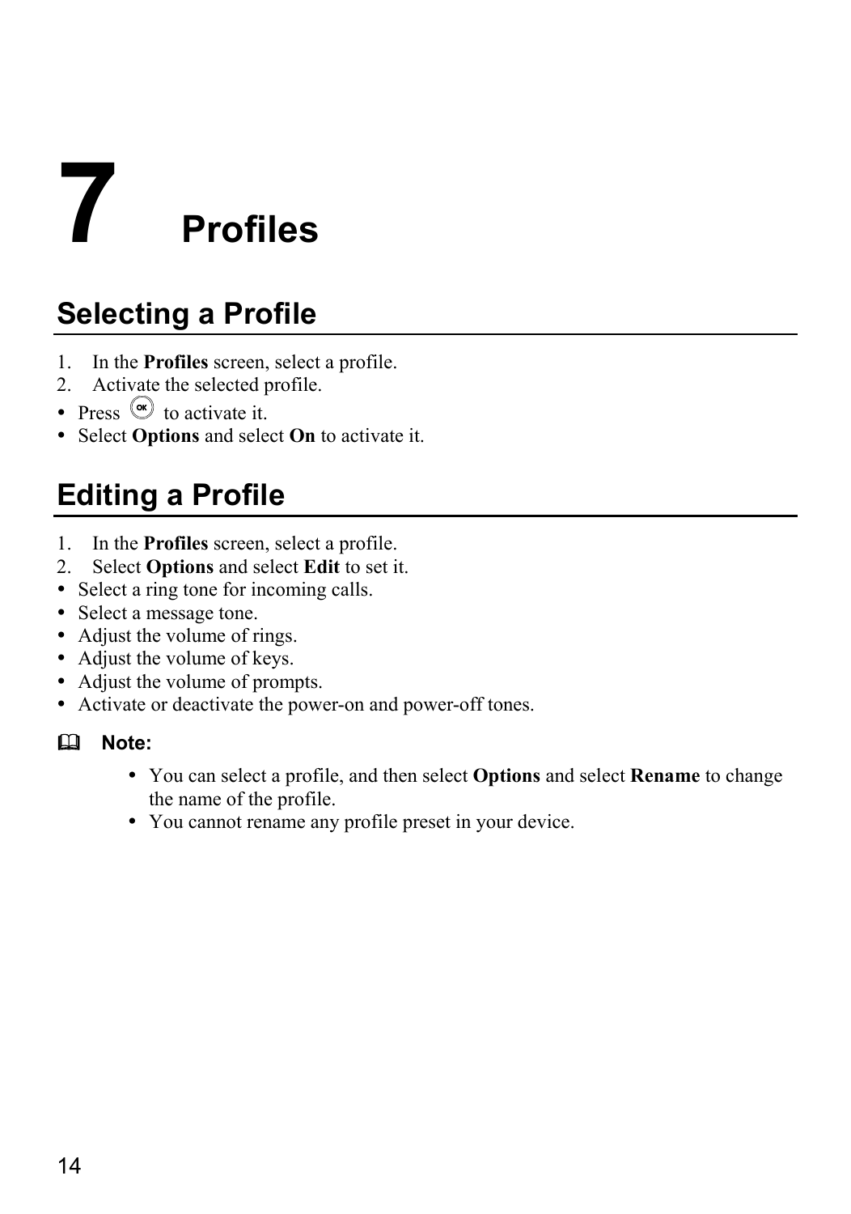# 7 Profiles

## Selecting a Profile

1. In the **Profiles** screen, select a profile.
2. Activate the selected profile.

- Press OK to activate it.
- Select **Options** and select **On** to activate it.

## Editing a Profile

1. In the **Profiles** screen, select a profile.
2. Select **Options** and select **Edit** to set it.

- Select a ring tone for incoming calls.
- Select a message tone.
- Adjust the volume of rings.
- Adjust the volume of keys.
- Adjust the volume of prompts.
- Activate or deactivate the power-on and power-off tones.

**Note:**

- You can select a profile, and then select **Options** and select **Rename** to change the name of the profile.
- You cannot rename any profile preset in your device.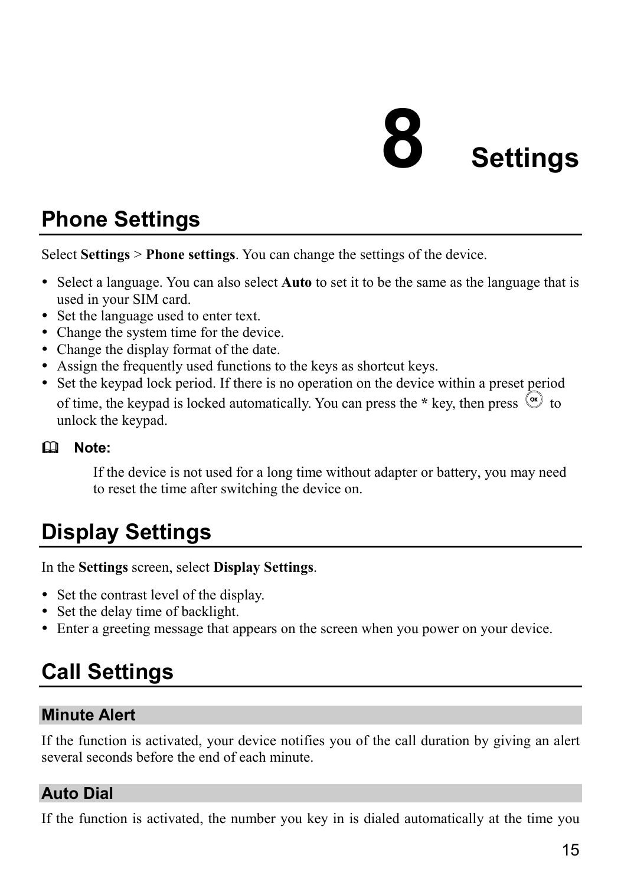# 8 Settings

## Phone Settings

Select **Settings** > **Phone settings**. You can change the settings of the device.

- Select a language. You can also select **Auto** to set it to be the same as the language that is used in your SIM card.
- Set the language used to enter text.
- Change the system time for the device.
- Change the display format of the date.
- Assign the frequently used functions to the keys as shortcut keys.
- Set the keypad lock period. If there is no operation on the device within a preset period of time, the keypad is locked automatically. You can press the **\*** key, then press OK to unlock the keypad.

**Note:**

If the device is not used for a long time without adapter or battery, you may need to reset the time after switching the device on.

## Display Settings

In the **Settings** screen, select **Display Settings**.

- Set the contrast level of the display.
- Set the delay time of backlight.
- Enter a greeting message that appears on the screen when you power on your device.

## Call Settings

### Minute Alert

If the function is activated, your device notifies you of the call duration by giving an alert several seconds before the end of each minute.

### Auto Dial

If the function is activated, the number you key in is dialed automatically at the time you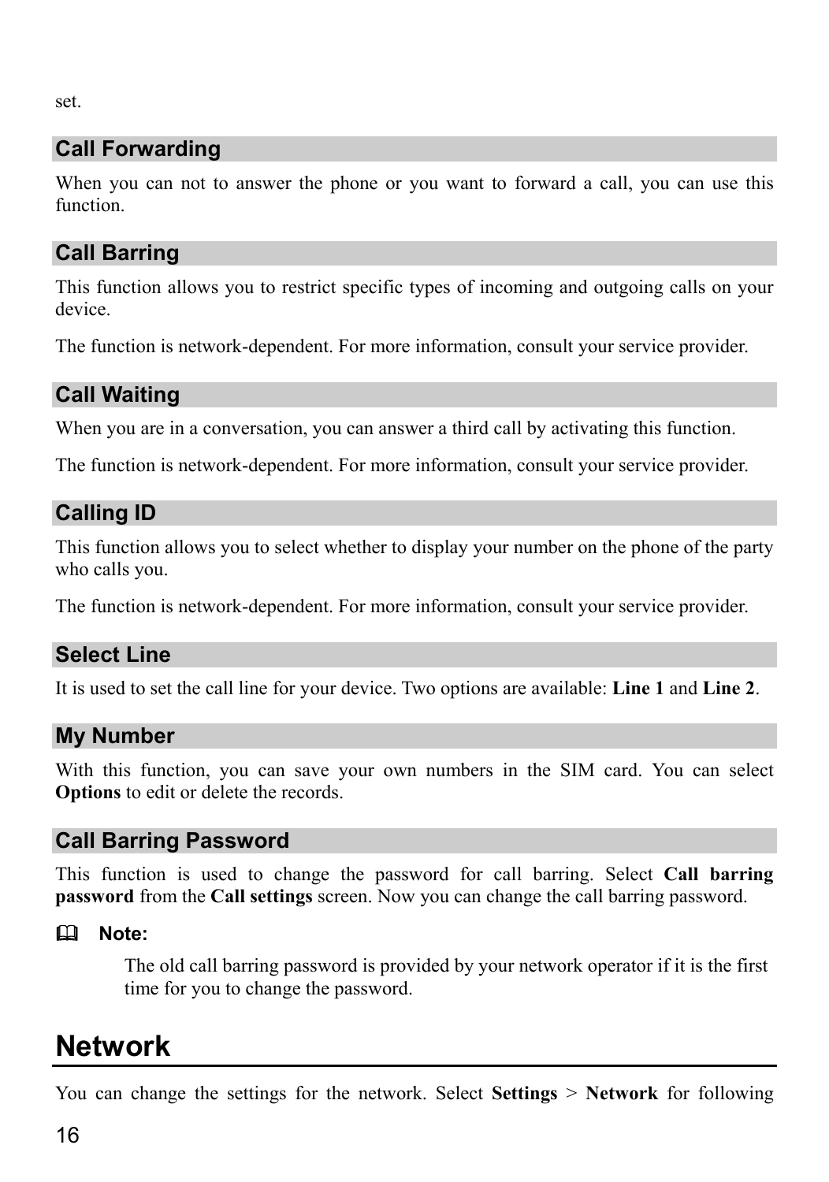set.

### Call Forwarding

When you can not to answer the phone or you want to forward a call, you can use this function.

### Call Barring

This function allows you to restrict specific types of incoming and outgoing calls on your device.

The function is network-dependent. For more information, consult your service provider.

### Call Waiting

When you are in a conversation, you can answer a third call by activating this function.

The function is network-dependent. For more information, consult your service provider.

### Calling ID

This function allows you to select whether to display your number on the phone of the party who calls you.

The function is network-dependent. For more information, consult your service provider.

### Select Line

It is used to set the call line for your device. Two options are available: **Line 1** and **Line 2**.

### My Number

With this function, you can save your own numbers in the SIM card. You can select **Options** to edit or delete the records.

### Call Barring Password

This function is used to change the password for call barring. Select **Call barring password** from the **Call settings** screen. Now you can change the call barring password.

**Note:**

The old call barring password is provided by your network operator if it is the first time for you to change the password.

## Network

You can change the settings for the network. Select **Settings** > **Network** for following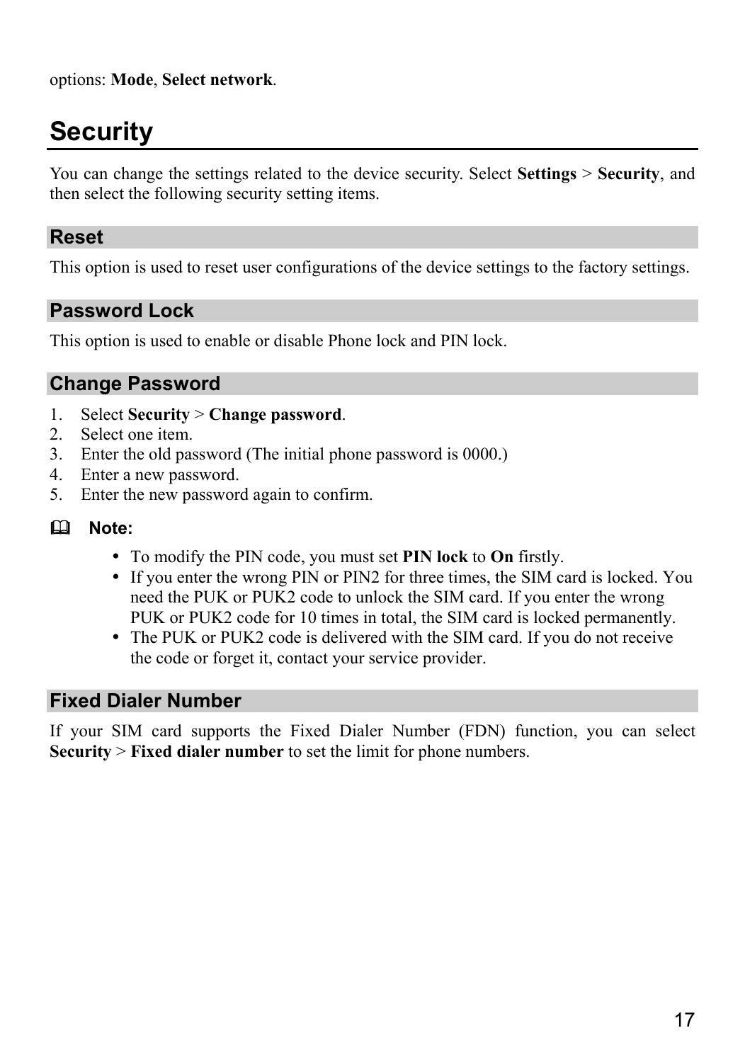options: **Mode**, **Select network**.

# Security

You can change the settings related to the device security. Select **Settings** > **Security**, and then select the following security setting items.

## Reset

This option is used to reset user configurations of the device settings to the factory settings.

## Password Lock

This option is used to enable or disable Phone lock and PIN lock.

## Change Password

1. Select **Security** > **Change password**.
2. Select one item.
3. Enter the old password (The initial phone password is 0000.)
4. Enter a new password.
5. Enter the new password again to confirm.

**Note:**

- To modify the PIN code, you must set **PIN lock** to **On** firstly.
- If you enter the wrong PIN or PIN2 for three times, the SIM card is locked. You need the PUK or PUK2 code to unlock the SIM card. If you enter the wrong PUK or PUK2 code for 10 times in total, the SIM card is locked permanently.
- The PUK or PUK2 code is delivered with the SIM card. If you do not receive the code or forget it, contact your service provider.

## Fixed Dialer Number

If your SIM card supports the Fixed Dialer Number (FDN) function, you can select **Security** > **Fixed dialer number** to set the limit for phone numbers.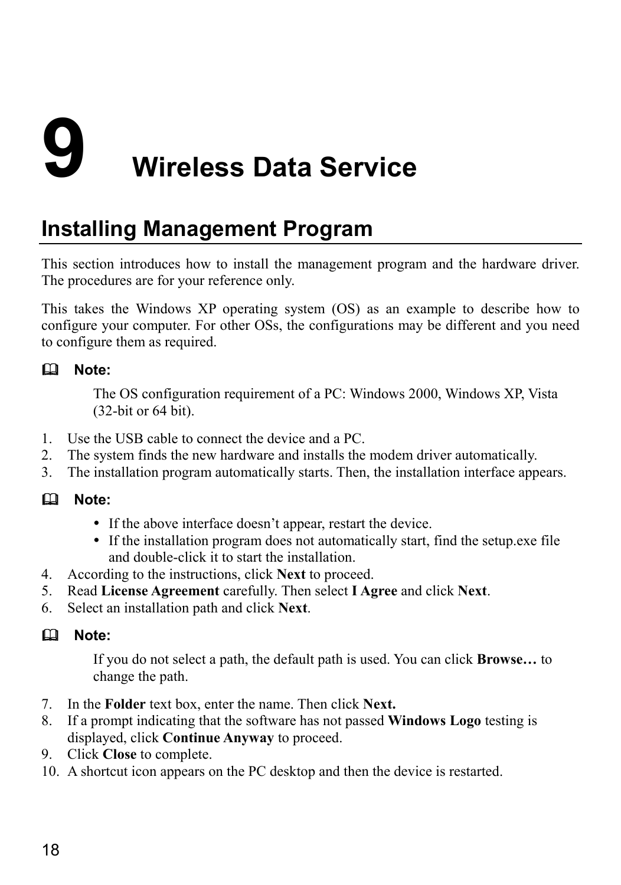# 9 Wireless Data Service

## Installing Management Program

This section introduces how to install the management program and the hardware driver. The procedures are for your reference only.

This takes the Windows XP operating system (OS) as an example to describe how to configure your computer. For other OSs, the configurations may be different and you need to configure them as required.

**Note:**

The OS configuration requirement of a PC: Windows 2000, Windows XP, Vista (32-bit or 64 bit).

1. Use the USB cable to connect the device and a PC.
2. The system finds the new hardware and installs the modem driver automatically.
3. The installation program automatically starts. Then, the installation interface appears.

**Note:**

- If the above interface doesn't appear, restart the device.
- If the installation program does not automatically start, find the setup.exe file and double-click it to start the installation.

4. According to the instructions, click **Next** to proceed.
5. Read **License Agreement** carefully. Then select **I Agree** and click **Next**.
6. Select an installation path and click **Next**.

**Note:**

If you do not select a path, the default path is used. You can click **Browse…** to change the path.

7. In the **Folder** text box, enter the name. Then click **Next.**
8. If a prompt indicating that the software has not passed **Windows Logo** testing is displayed, click **Continue Anyway** to proceed.
9. Click **Close** to complete.
10. A shortcut icon appears on the PC desktop and then the device is restarted.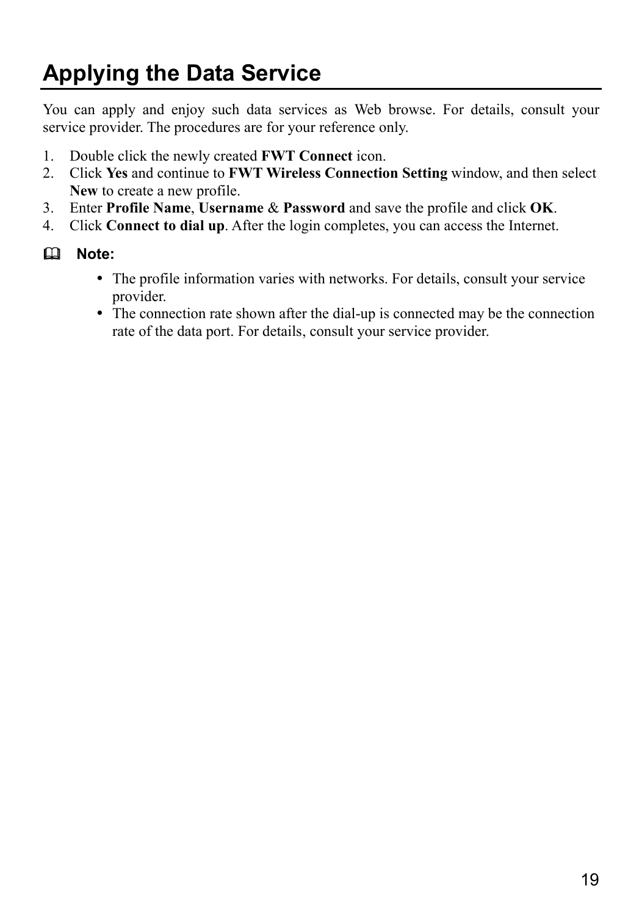# Applying the Data Service

You can apply and enjoy such data services as Web browse. For details, consult your service provider. The procedures are for your reference only.

1. Double click the newly created **FWT Connect** icon.
2. Click **Yes** and continue to **FWT Wireless Connection Setting** window, and then select **New** to create a new profile.
3. Enter **Profile Name**, **Username** & **Password** and save the profile and click **OK**.
4. Click **Connect to dial up**. After the login completes, you can access the Internet.

**Note:**

- The profile information varies with networks. For details, consult your service provider.
- The connection rate shown after the dial-up is connected may be the connection rate of the data port. For details, consult your service provider.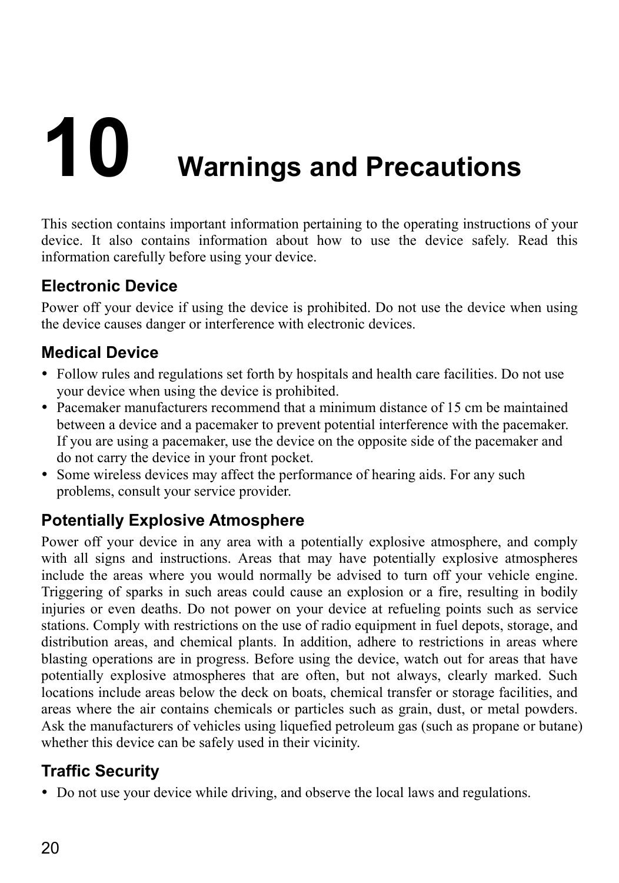# 10 Warnings and Precautions

This section contains important information pertaining to the operating instructions of your device. It also contains information about how to use the device safely. Read this information carefully before using your device.

## Electronic Device

Power off your device if using the device is prohibited. Do not use the device when using the device causes danger or interference with electronic devices.

## Medical Device

- Follow rules and regulations set forth by hospitals and health care facilities. Do not use your device when using the device is prohibited.
- Pacemaker manufacturers recommend that a minimum distance of 15 cm be maintained between a device and a pacemaker to prevent potential interference with the pacemaker. If you are using a pacemaker, use the device on the opposite side of the pacemaker and do not carry the device in your front pocket.
- Some wireless devices may affect the performance of hearing aids. For any such problems, consult your service provider.

## Potentially Explosive Atmosphere

Power off your device in any area with a potentially explosive atmosphere, and comply with all signs and instructions. Areas that may have potentially explosive atmospheres include the areas where you would normally be advised to turn off your vehicle engine. Triggering of sparks in such areas could cause an explosion or a fire, resulting in bodily injuries or even deaths. Do not power on your device at refueling points such as service stations. Comply with restrictions on the use of radio equipment in fuel depots, storage, and distribution areas, and chemical plants. In addition, adhere to restrictions in areas where blasting operations are in progress. Before using the device, watch out for areas that have potentially explosive atmospheres that are often, but not always, clearly marked. Such locations include areas below the deck on boats, chemical transfer or storage facilities, and areas where the air contains chemicals or particles such as grain, dust, or metal powders. Ask the manufacturers of vehicles using liquefied petroleum gas (such as propane or butane) whether this device can be safely used in their vicinity.

## Traffic Security

- Do not use your device while driving, and observe the local laws and regulations.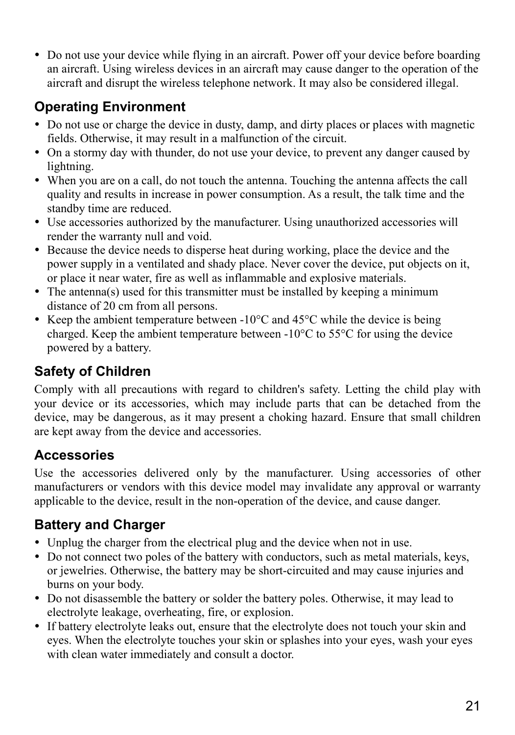- Do not use your device while flying in an aircraft. Power off your device before boarding an aircraft. Using wireless devices in an aircraft may cause danger to the operation of the aircraft and disrupt the wireless telephone network. It may also be considered illegal.

### Operating Environment

- Do not use or charge the device in dusty, damp, and dirty places or places with magnetic fields. Otherwise, it may result in a malfunction of the circuit.
- On a stormy day with thunder, do not use your device, to prevent any danger caused by lightning.
- When you are on a call, do not touch the antenna. Touching the antenna affects the call quality and results in increase in power consumption. As a result, the talk time and the standby time are reduced.
- Use accessories authorized by the manufacturer. Using unauthorized accessories will render the warranty null and void.
- Because the device needs to disperse heat during working, place the device and the power supply in a ventilated and shady place. Never cover the device, put objects on it, or place it near water, fire as well as inflammable and explosive materials.
- The antenna(s) used for this transmitter must be installed by keeping a minimum distance of 20 cm from all persons.
- Keep the ambient temperature between -10°C and 45°C while the device is being charged. Keep the ambient temperature between -10°C to 55°C for using the device powered by a battery.

### Safety of Children

Comply with all precautions with regard to children's safety. Letting the child play with your device or its accessories, which may include parts that can be detached from the device, may be dangerous, as it may present a choking hazard. Ensure that small children are kept away from the device and accessories.

### Accessories

Use the accessories delivered only by the manufacturer. Using accessories of other manufacturers or vendors with this device model may invalidate any approval or warranty applicable to the device, result in the non-operation of the device, and cause danger.

### Battery and Charger

- Unplug the charger from the electrical plug and the device when not in use.
- Do not connect two poles of the battery with conductors, such as metal materials, keys, or jewelries. Otherwise, the battery may be short-circuited and may cause injuries and burns on your body.
- Do not disassemble the battery or solder the battery poles. Otherwise, it may lead to electrolyte leakage, overheating, fire, or explosion.
- If battery electrolyte leaks out, ensure that the electrolyte does not touch your skin and eyes. When the electrolyte touches your skin or splashes into your eyes, wash your eyes with clean water immediately and consult a doctor.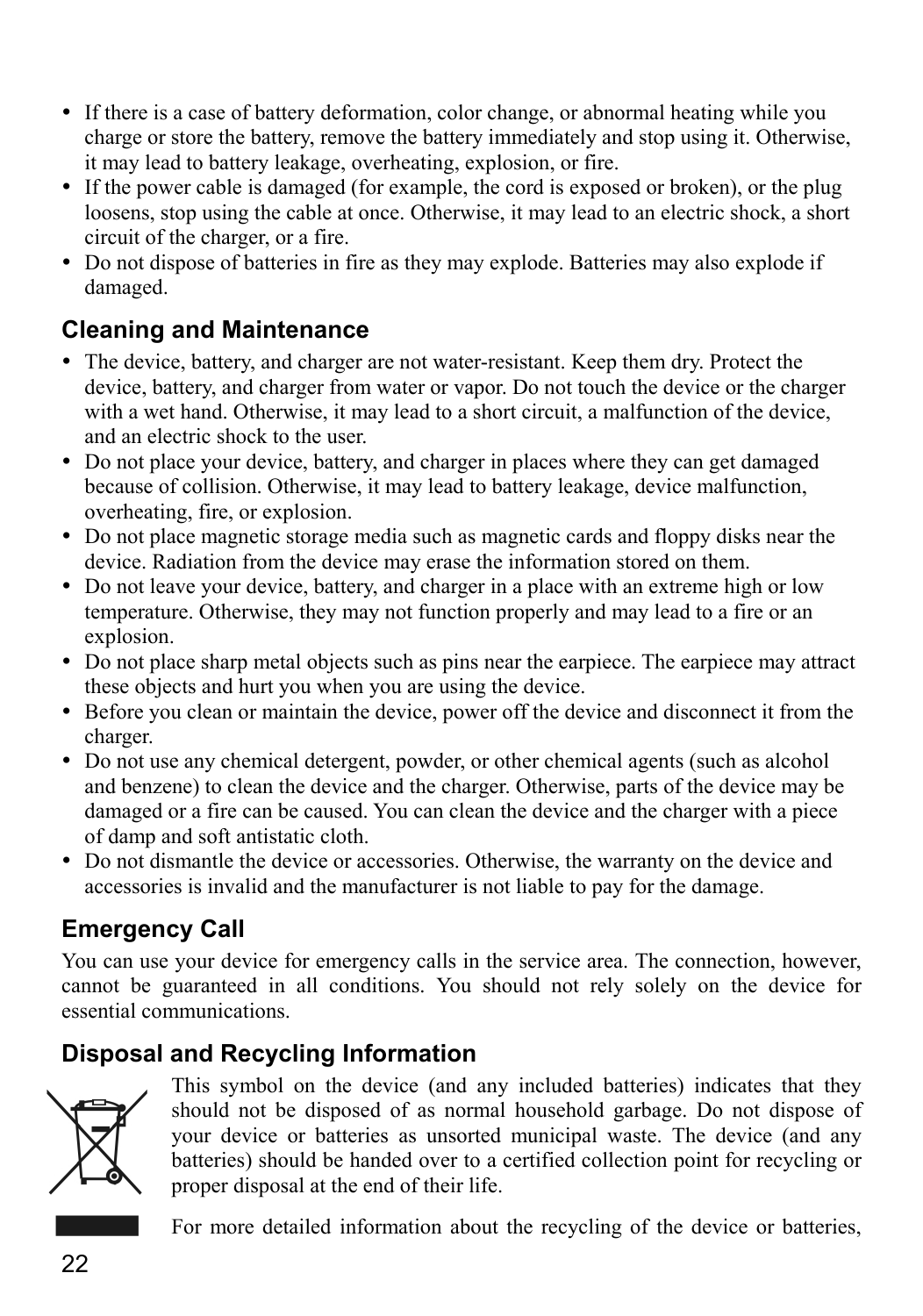- If there is a case of battery deformation, color change, or abnormal heating while you charge or store the battery, remove the battery immediately and stop using it. Otherwise, it may lead to battery leakage, overheating, explosion, or fire.
- If the power cable is damaged (for example, the cord is exposed or broken), or the plug loosens, stop using the cable at once. Otherwise, it may lead to an electric shock, a short circuit of the charger, or a fire.
- Do not dispose of batteries in fire as they may explode. Batteries may also explode if damaged.

## Cleaning and Maintenance

- The device, battery, and charger are not water-resistant. Keep them dry. Protect the device, battery, and charger from water or vapor. Do not touch the device or the charger with a wet hand. Otherwise, it may lead to a short circuit, a malfunction of the device, and an electric shock to the user.
- Do not place your device, battery, and charger in places where they can get damaged because of collision. Otherwise, it may lead to battery leakage, device malfunction, overheating, fire, or explosion.
- Do not place magnetic storage media such as magnetic cards and floppy disks near the device. Radiation from the device may erase the information stored on them.
- Do not leave your device, battery, and charger in a place with an extreme high or low temperature. Otherwise, they may not function properly and may lead to a fire or an explosion.
- Do not place sharp metal objects such as pins near the earpiece. The earpiece may attract these objects and hurt you when you are using the device.
- Before you clean or maintain the device, power off the device and disconnect it from the charger.
- Do not use any chemical detergent, powder, or other chemical agents (such as alcohol and benzene) to clean the device and the charger. Otherwise, parts of the device may be damaged or a fire can be caused. You can clean the device and the charger with a piece of damp and soft antistatic cloth.
- Do not dismantle the device or accessories. Otherwise, the warranty on the device and accessories is invalid and the manufacturer is not liable to pay for the damage.

## Emergency Call

You can use your device for emergency calls in the service area. The connection, however, cannot be guaranteed in all conditions. You should not rely solely on the device for essential communications.

## Disposal and Recycling Information

This symbol on the device (and any included batteries) indicates that they should not be disposed of as normal household garbage. Do not dispose of your device or batteries as unsorted municipal waste. The device (and any batteries) should be handed over to a certified collection point for recycling or proper disposal at the end of their life.

For more detailed information about the recycling of the device or batteries,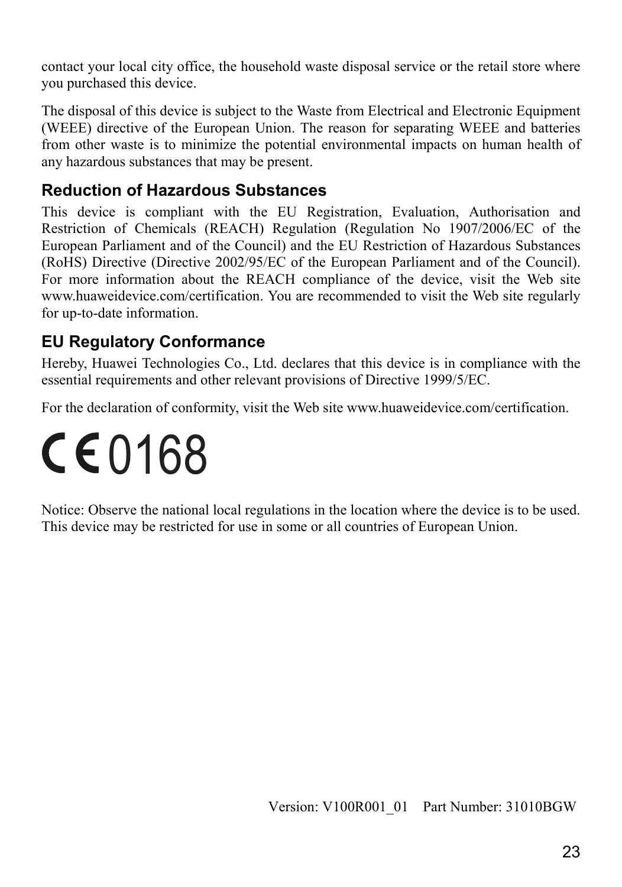contact your local city office, the household waste disposal service or the retail store where you purchased this device.

The disposal of this device is subject to the Waste from Electrical and Electronic Equipment (WEEE) directive of the European Union. The reason for separating WEEE and batteries from other waste is to minimize the potential environmental impacts on human health of any hazardous substances that may be present.

## Reduction of Hazardous Substances

This device is compliant with the EU Registration, Evaluation, Authorisation and Restriction of Chemicals (REACH) Regulation (Regulation No 1907/2006/EC of the European Parliament and of the Council) and the EU Restriction of Hazardous Substances (RoHS) Directive (Directive 2002/95/EC of the European Parliament and of the Council). For more information about the REACH compliance of the device, visit the Web site www.huaweidevice.com/certification. You are recommended to visit the Web site regularly for up-to-date information.

## EU Regulatory Conformance

Hereby, Huawei Technologies Co., Ltd. declares that this device is in compliance with the essential requirements and other relevant provisions of Directive 1999/5/EC.

For the declaration of conformity, visit the Web site www.huaweidevice.com/certification.

CE 0168

Notice: Observe the national local regulations in the location where the device is to be used. This device may be restricted for use in some or all countries of European Union.

Version: V100R001_01 Part Number: 31010BGW